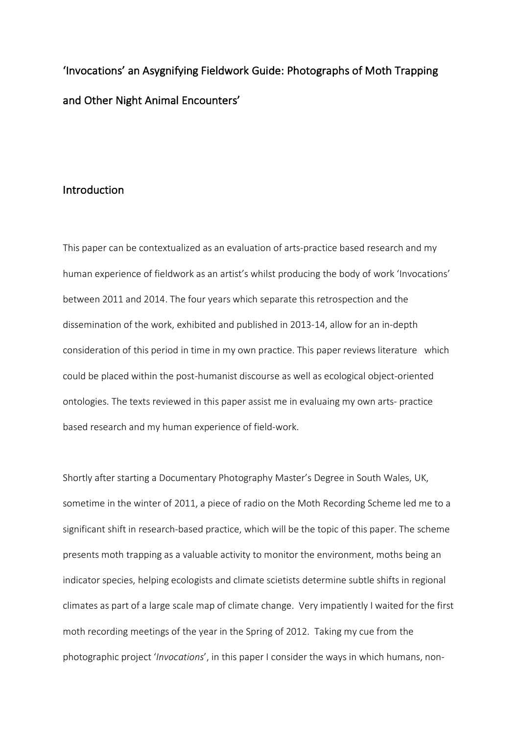# 'Invocations' an Asygnifying Fieldwork Guide: Photographs of Moth Trapping and Other Night Animal Encounters'

## Introduction

This paper can be contextualized as an evaluation of arts-practice based research and my human experience of fieldwork as an artist's whilst producing the body of work 'Invocations' between 2011 and 2014. The four years which separate this retrospection and the dissemination of the work, exhibited and published in 2013-14, allow for an in-depth consideration of this period in time in my own practice. This paper reviews literature which could be placed within the post-humanist discourse as well as ecological object-oriented ontologies. The texts reviewed in this paper assist me in evaluaing my own arts- practice based research and my human experience of field-work.

Shortly after starting a Documentary Photography Master's Degree in South Wales, UK, sometime in the winter of 2011, a piece of radio on the Moth Recording Scheme led me to a significant shift in research-based practice, which will be the topic of this paper. The scheme presents moth trapping as a valuable activity to monitor the environment, moths being an indicator species, helping ecologists and climate scietists determine subtle shifts in regional climates as part of a large scale map of climate change. Very impatiently I waited for the first moth recording meetings of the year in the Spring of 2012. Taking my cue from the photographic project '*Invocations*', in this paper I consider the ways in which humans, non-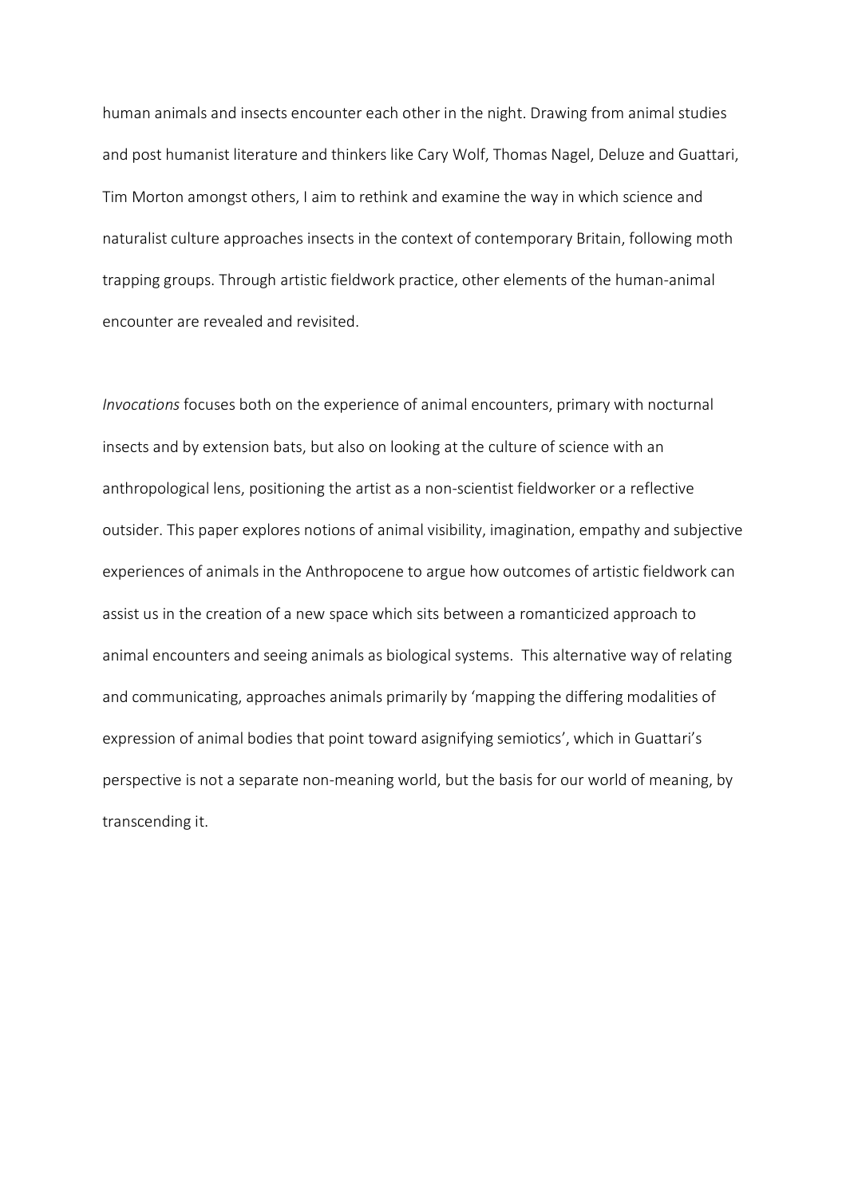human animals and insects encounter each other in the night. Drawing from animal studies and post humanist literature and thinkers like Cary Wolf, Thomas Nagel, Deluze and Guattari, Tim Morton amongst others, I aim to rethink and examine the way in which science and naturalist culture approaches insects in the context of contemporary Britain, following moth trapping groups. Through artistic fieldwork practice, other elements of the human-animal encounter are revealed and revisited.

*Invocations* focuses both on the experience of animal encounters, primary with nocturnal insects and by extension bats, but also on looking at the culture of science with an anthropological lens, positioning the artist as a non-scientist fieldworker or a reflective outsider. This paper explores notions of animal visibility, imagination, empathy and subjective experiences of animals in the Anthropocene to argue how outcomes of artistic fieldwork can assist us in the creation of a new space which sits between a romanticized approach to animal encounters and seeing animals as biological systems. This alternative way of relating and communicating, approaches animals primarily by 'mapping the differing modalities of expression of animal bodies that point toward asignifying semiotics', which in Guattari's perspective is not a separate non-meaning world, but the basis for our world of meaning, by transcending it.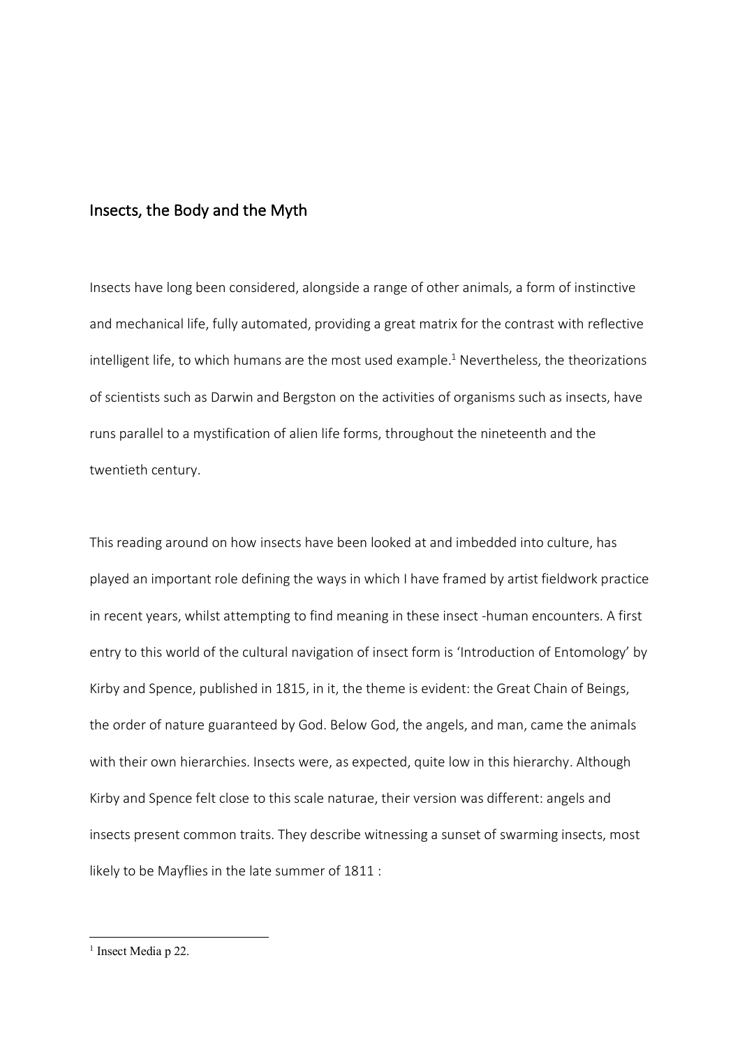## Insects, the Body and the Myth

Insects have long been considered, alongside a range of other animals, a form of instinctive and mechanical life, fully automated, providing a great matrix for the contrast with reflective intelligent life, to which humans are the most used example.[1] Nevertheless, the theorizations of scientists such as Darwin and Bergston on the activities of organisms such as insects, have runs parallel to a mystification of alien life forms, throughout the nineteenth and the twentieth century.

This reading around on how insects have been looked at and imbedded into culture, has played an important role defining the ways in which I have framed by artist fieldwork practice in recent years, whilst attempting to find meaning in these insect -human encounters. A first entry to this world of the cultural navigation of insect form is 'Introduction of Entomology' by Kirby and Spence, published in 1815, in it, the theme is evident: the Great Chain of Beings, the order of nature guaranteed by God. Below God, the angels, and man, came the animals with their own hierarchies. Insects were, as expected, quite low in this hierarchy. Although Kirby and Spence felt close to this scale naturae, their version was different: angels and insects present common traits. They describe witnessing a sunset of swarming insects, most likely to be Mayflies in the late summer of 1811 :

---

[1] Insect Media p 22.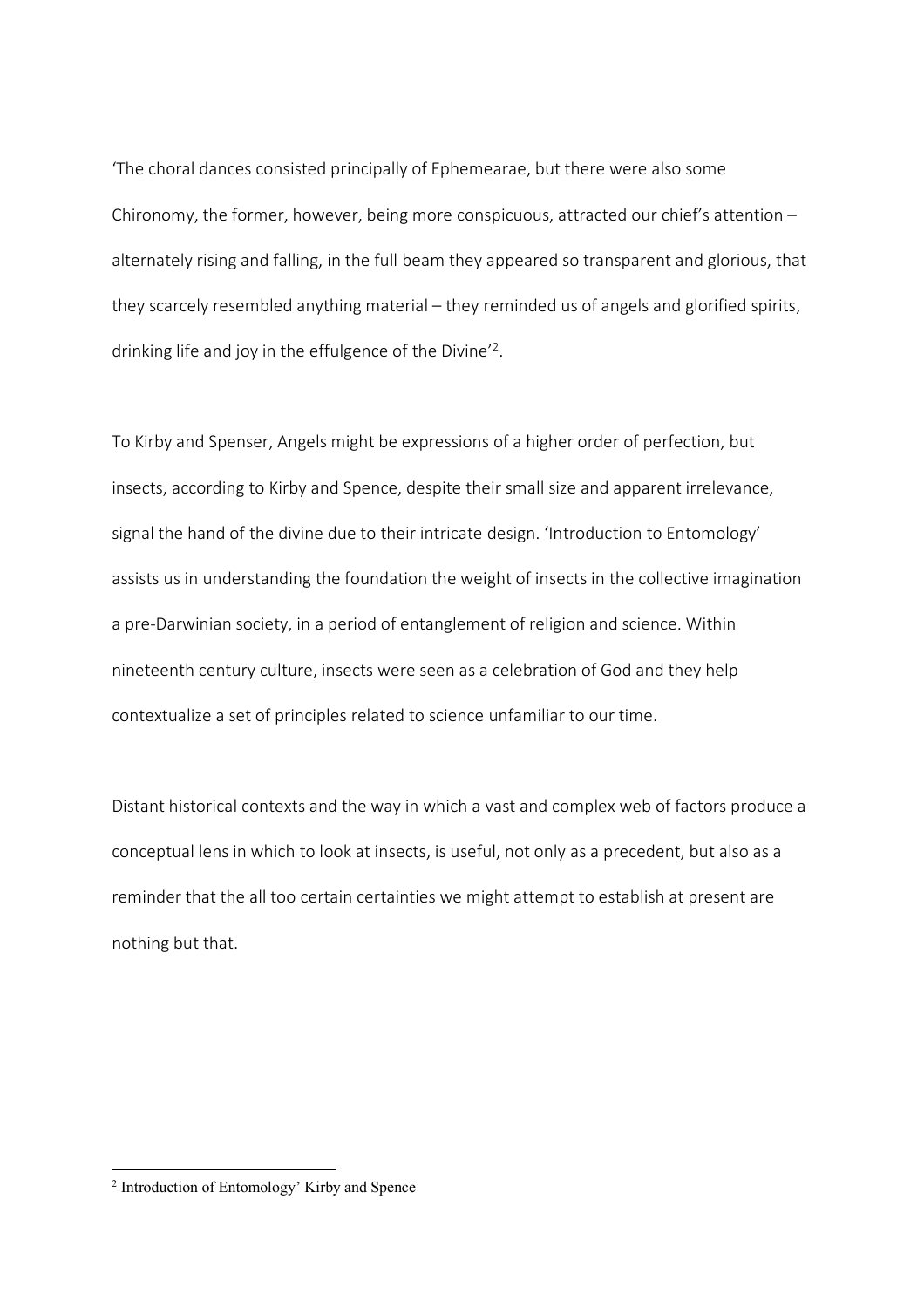'The choral dances consisted principally of Ephemearae, but there were also some Chironomy, the former, however, being more conspicuous, attracted our chief's attention – alternately rising and falling, in the full beam they appeared so transparent and glorious, that they scarcely resembled anything material – they reminded us of angels and glorified spirits, drinking life and joy in the effulgence of the Divine'[2].

To Kirby and Spenser, Angels might be expressions of a higher order of perfection, but insects, according to Kirby and Spence, despite their small size and apparent irrelevance, signal the hand of the divine due to their intricate design. 'Introduction to Entomology' assists us in understanding the foundation the weight of insects in the collective imagination a pre-Darwinian society, in a period of entanglement of religion and science. Within nineteenth century culture, insects were seen as a celebration of God and they help contextualize a set of principles related to science unfamiliar to our time.

Distant historical contexts and the way in which a vast and complex web of factors produce a conceptual lens in which to look at insects, is useful, not only as a precedent, but also as a reminder that the all too certain certainties we might attempt to establish at present are nothing but that.

---

[2] Introduction of Entomology' Kirby and Spence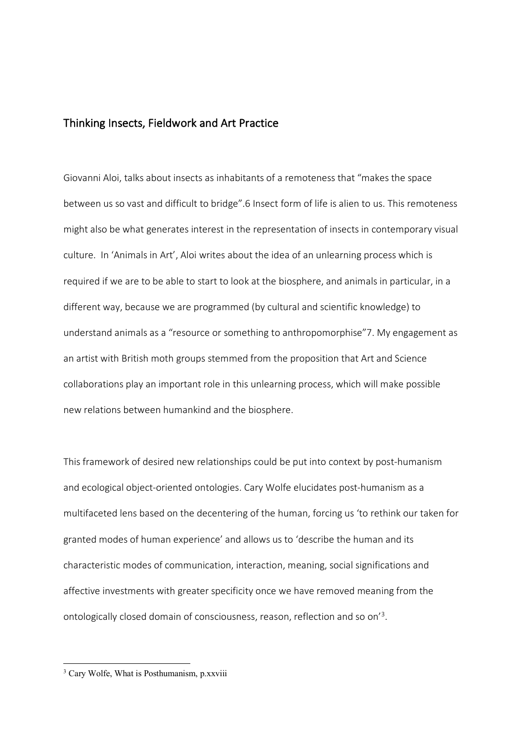## Thinking Insects, Fieldwork and Art Practice

Giovanni Aloi, talks about insects as inhabitants of a remoteness that "makes the space between us so vast and difficult to bridge".6 Insect form of life is alien to us. This remoteness might also be what generates interest in the representation of insects in contemporary visual culture. In 'Animals in Art', Aloi writes about the idea of an unlearning process which is required if we are to be able to start to look at the biosphere, and animals in particular, in a different way, because we are programmed (by cultural and scientific knowledge) to understand animals as a "resource or something to anthropomorphise"7. My engagement as an artist with British moth groups stemmed from the proposition that Art and Science collaborations play an important role in this unlearning process, which will make possible new relations between humankind and the biosphere.

This framework of desired new relationships could be put into context by post-humanism and ecological object-oriented ontologies. Cary Wolfe elucidates post-humanism as a multifaceted lens based on the decentering of the human, forcing us 'to rethink our taken for granted modes of human experience' and allows us to 'describe the human and its characteristic modes of communication, interaction, meaning, social significations and affective investments with greater specificity once we have removed meaning from the ontologically closed domain of consciousness, reason, reflection and so on'[3].

[3] Cary Wolfe, What is Posthumanism, p.xxviii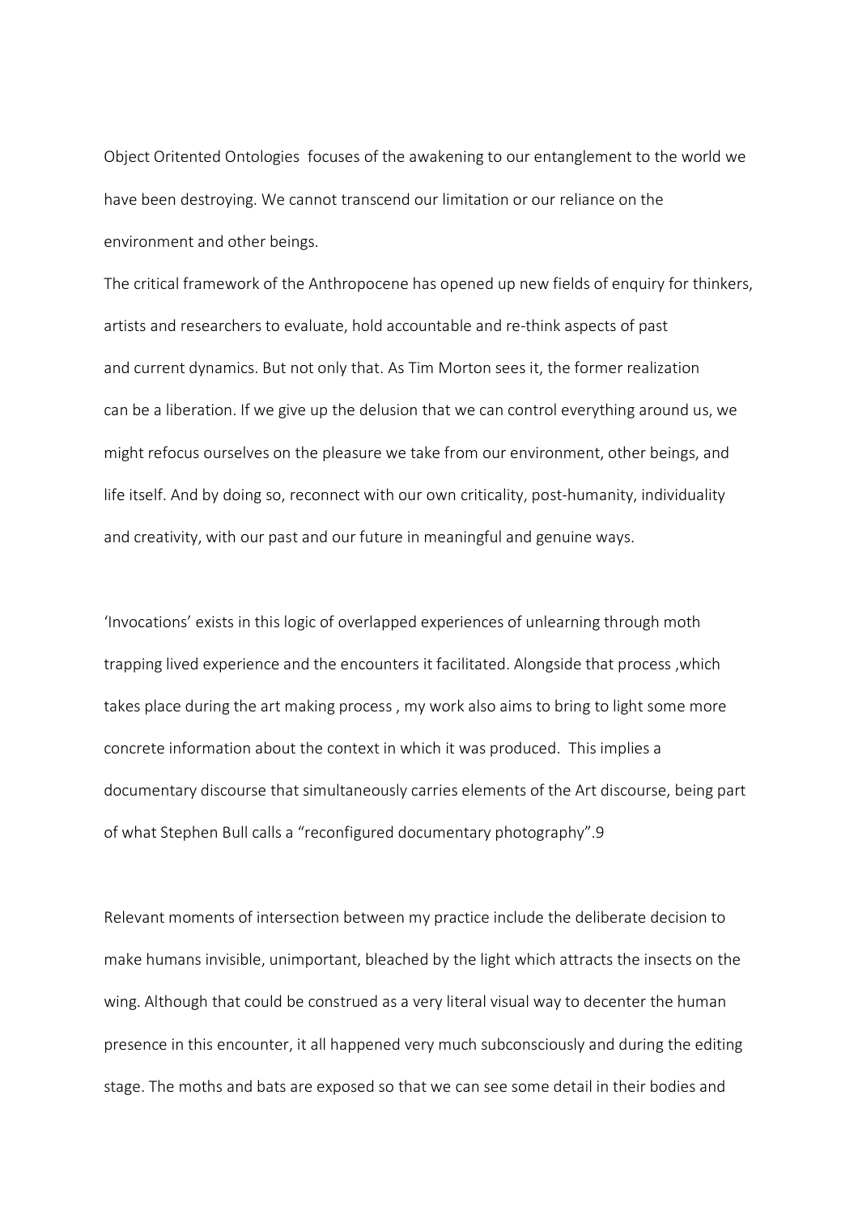Object Oritented Ontologies focuses of the awakening to our entanglement to the world we have been destroying. We cannot transcend our limitation or our reliance on the environment and other beings.

The critical framework of the Anthropocene has opened up new fields of enquiry for thinkers, artists and researchers to evaluate, hold accountable and re-think aspects of past and current dynamics. But not only that. As Tim Morton sees it, the former realization can be a liberation. If we give up the delusion that we can control everything around us, we might refocus ourselves on the pleasure we take from our environment, other beings, and life itself. And by doing so, reconnect with our own criticality, post-humanity, individuality and creativity, with our past and our future in meaningful and genuine ways.

'Invocations' exists in this logic of overlapped experiences of unlearning through moth trapping lived experience and the encounters it facilitated. Alongside that process ,which takes place during the art making process , my work also aims to bring to light some more concrete information about the context in which it was produced. This implies a documentary discourse that simultaneously carries elements of the Art discourse, being part of what Stephen Bull calls a "reconfigured documentary photography".9

Relevant moments of intersection between my practice include the deliberate decision to make humans invisible, unimportant, bleached by the light which attracts the insects on the wing. Although that could be construed as a very literal visual way to decenter the human presence in this encounter, it all happened very much subconsciously and during the editing stage. The moths and bats are exposed so that we can see some detail in their bodies and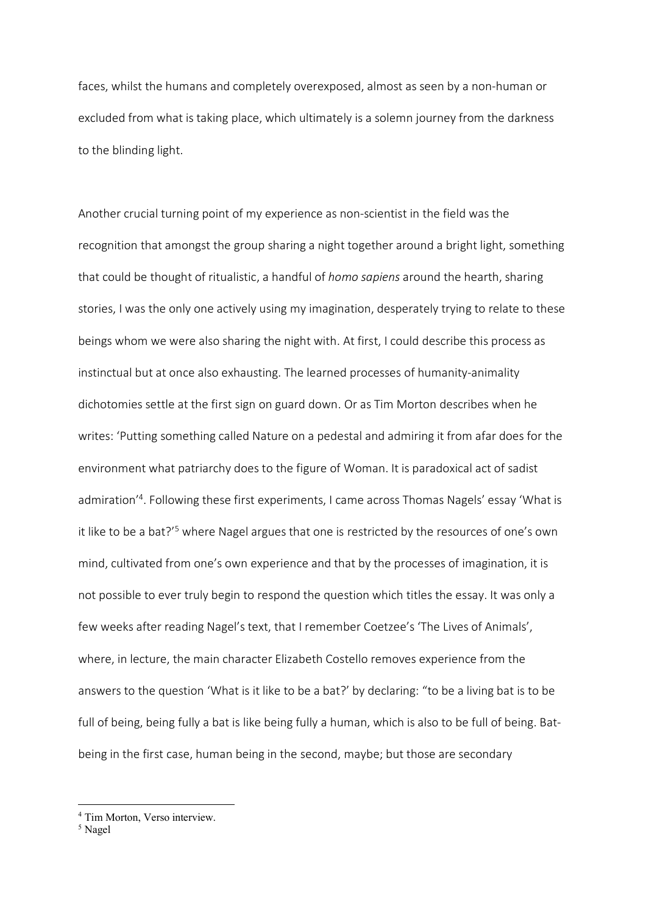faces, whilst the humans and completely overexposed, almost as seen by a non-human or excluded from what is taking place, which ultimately is a solemn journey from the darkness to the blinding light.

Another crucial turning point of my experience as non-scientist in the field was the recognition that amongst the group sharing a night together around a bright light, something that could be thought of ritualistic, a handful of *homo sapiens* around the hearth, sharing stories, I was the only one actively using my imagination, desperately trying to relate to these beings whom we were also sharing the night with. At first, I could describe this process as instinctual but at once also exhausting. The learned processes of humanity-animality dichotomies settle at the first sign on guard down. Or as Tim Morton describes when he writes: 'Putting something called Nature on a pedestal and admiring it from afar does for the environment what patriarchy does to the figure of Woman. It is paradoxical act of sadist admiration'[4]. Following these first experiments, I came across Thomas Nagels' essay 'What is it like to be a bat?'[5] where Nagel argues that one is restricted by the resources of one's own mind, cultivated from one's own experience and that by the processes of imagination, it is not possible to ever truly begin to respond the question which titles the essay. It was only a few weeks after reading Nagel's text, that I remember Coetzee's 'The Lives of Animals', where, in lecture, the main character Elizabeth Costello removes experience from the answers to the question 'What is it like to be a bat?' by declaring: "to be a living bat is to be full of being, being fully a bat is like being fully a human, which is also to be full of being. Bat-being in the first case, human being in the second, maybe; but those are secondary

[4] Tim Morton, Verso interview.

[5] Nagel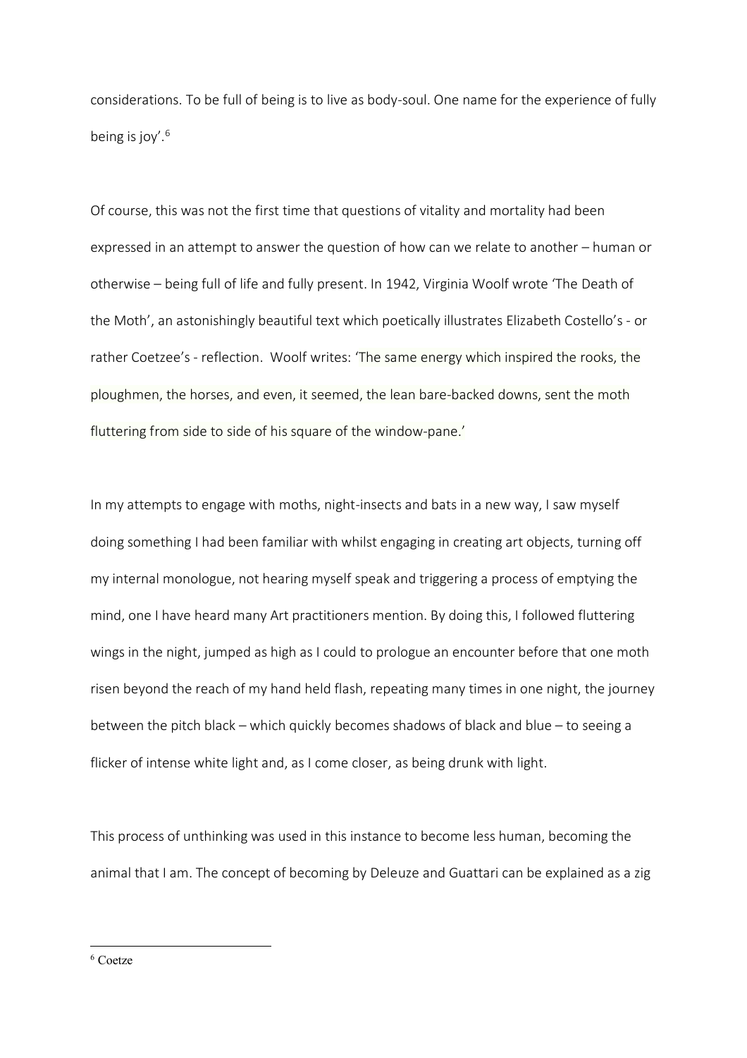considerations. To be full of being is to live as body-soul. One name for the experience of fully being is joy'.[6]

Of course, this was not the first time that questions of vitality and mortality had been expressed in an attempt to answer the question of how can we relate to another – human or otherwise – being full of life and fully present. In 1942, Virginia Woolf wrote 'The Death of the Moth', an astonishingly beautiful text which poetically illustrates Elizabeth Costello's - or rather Coetzee's - reflection. Woolf writes: 'The same energy which inspired the rooks, the ploughmen, the horses, and even, it seemed, the lean bare-backed downs, sent the moth fluttering from side to side of his square of the window-pane.'

In my attempts to engage with moths, night-insects and bats in a new way, I saw myself doing something I had been familiar with whilst engaging in creating art objects, turning off my internal monologue, not hearing myself speak and triggering a process of emptying the mind, one I have heard many Art practitioners mention. By doing this, I followed fluttering wings in the night, jumped as high as I could to prologue an encounter before that one moth risen beyond the reach of my hand held flash, repeating many times in one night, the journey between the pitch black – which quickly becomes shadows of black and blue – to seeing a flicker of intense white light and, as I come closer, as being drunk with light.

This process of unthinking was used in this instance to become less human, becoming the animal that I am. The concept of becoming by Deleuze and Guattari can be explained as a zig

[6] Coetze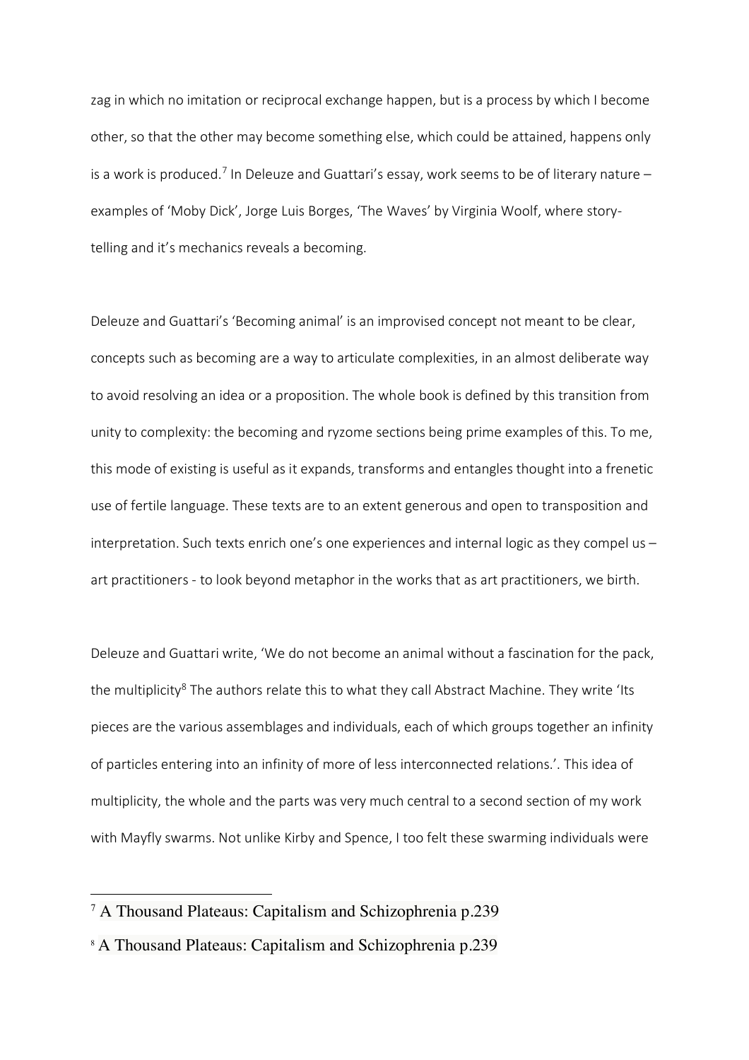zag in which no imitation or reciprocal exchange happen, but is a process by which I become other, so that the other may become something else, which could be attained, happens only is a work is produced.[7] In Deleuze and Guattari's essay, work seems to be of literary nature – examples of 'Moby Dick', Jorge Luis Borges, 'The Waves' by Virginia Woolf, where story-telling and it's mechanics reveals a becoming.

Deleuze and Guattari's 'Becoming animal' is an improvised concept not meant to be clear, concepts such as becoming are a way to articulate complexities, in an almost deliberate way to avoid resolving an idea or a proposition. The whole book is defined by this transition from unity to complexity: the becoming and ryzome sections being prime examples of this. To me, this mode of existing is useful as it expands, transforms and entangles thought into a frenetic use of fertile language. These texts are to an extent generous and open to transposition and interpretation. Such texts enrich one's one experiences and internal logic as they compel us – art practitioners - to look beyond metaphor in the works that as art practitioners, we birth.

Deleuze and Guattari write, 'We do not become an animal without a fascination for the pack, the multiplicity[8] The authors relate this to what they call Abstract Machine. They write 'Its pieces are the various assemblages and individuals, each of which groups together an infinity of particles entering into an infinity of more of less interconnected relations.'. This idea of multiplicity, the whole and the parts was very much central to a second section of my work with Mayfly swarms. Not unlike Kirby and Spence, I too felt these swarming individuals were

[7] A Thousand Plateaus: Capitalism and Schizophrenia p.239

[8] A Thousand Plateaus: Capitalism and Schizophrenia p.239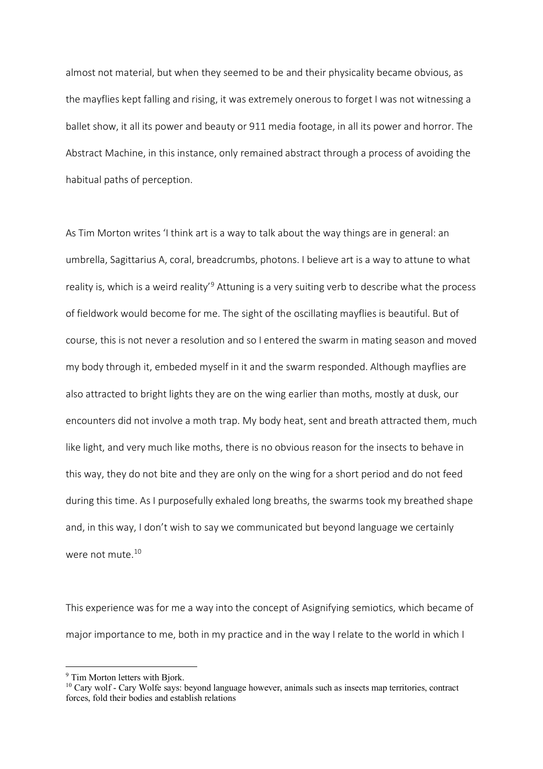almost not material, but when they seemed to be and their physicality became obvious, as the mayflies kept falling and rising, it was extremely onerous to forget I was not witnessing a ballet show, it all its power and beauty or 911 media footage, in all its power and horror. The Abstract Machine, in this instance, only remained abstract through a process of avoiding the habitual paths of perception.

As Tim Morton writes 'I think art is a way to talk about the way things are in general: an umbrella, Sagittarius A, coral, breadcrumbs, photons. I believe art is a way to attune to what reality is, which is a weird reality'[9] Attuning is a very suiting verb to describe what the process of fieldwork would become for me. The sight of the oscillating mayflies is beautiful. But of course, this is not never a resolution and so I entered the swarm in mating season and moved my body through it, embeded myself in it and the swarm responded. Although mayflies are also attracted to bright lights they are on the wing earlier than moths, mostly at dusk, our encounters did not involve a moth trap. My body heat, sent and breath attracted them, much like light, and very much like moths, there is no obvious reason for the insects to behave in this way, they do not bite and they are only on the wing for a short period and do not feed during this time. As I purposefully exhaled long breaths, the swarms took my breathed shape and, in this way, I don't wish to say we communicated but beyond language we certainly were not mute.[10]

This experience was for me a way into the concept of Asignifying semiotics, which became of major importance to me, both in my practice and in the way I relate to the world in which I

---

[9] Tim Morton letters with Bjork.

[10] Cary wolf - Cary Wolfe says: beyond language however, animals such as insects map territories, contract forces, fold their bodies and establish relations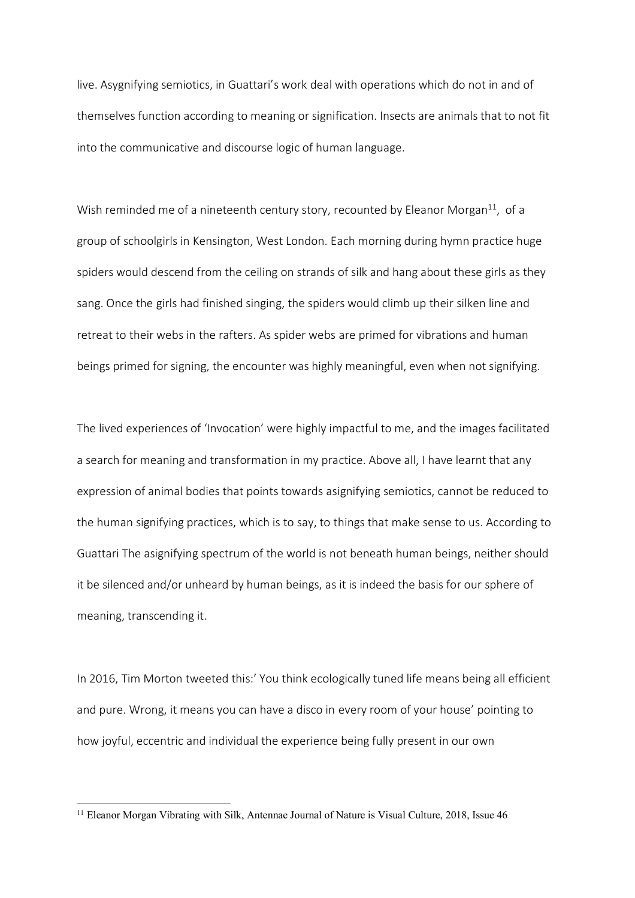live. Asygnifying semiotics, in Guattari's work deal with operations which do not in and of themselves function according to meaning or signification. Insects are animals that to not fit into the communicative and discourse logic of human language.

Wish reminded me of a nineteenth century story, recounted by Eleanor Morgan[11], of a group of schoolgirls in Kensington, West London. Each morning during hymn practice huge spiders would descend from the ceiling on strands of silk and hang about these girls as they sang. Once the girls had finished singing, the spiders would climb up their silken line and retreat to their webs in the rafters. As spider webs are primed for vibrations and human beings primed for signing, the encounter was highly meaningful, even when not signifying.

The lived experiences of 'Invocation' were highly impactful to me, and the images facilitated a search for meaning and transformation in my practice. Above all, I have learnt that any expression of animal bodies that points towards asignifying semiotics, cannot be reduced to the human signifying practices, which is to say, to things that make sense to us. According to Guattari The asignifying spectrum of the world is not beneath human beings, neither should it be silenced and/or unheard by human beings, as it is indeed the basis for our sphere of meaning, transcending it.

In 2016, Tim Morton tweeted this:' You think ecologically tuned life means being all efficient and pure. Wrong, it means you can have a disco in every room of your house' pointing to how joyful, eccentric and individual the experience being fully present in our own

[11] Eleanor Morgan Vibrating with Silk, Antennae Journal of Nature is Visual Culture, 2018, Issue 46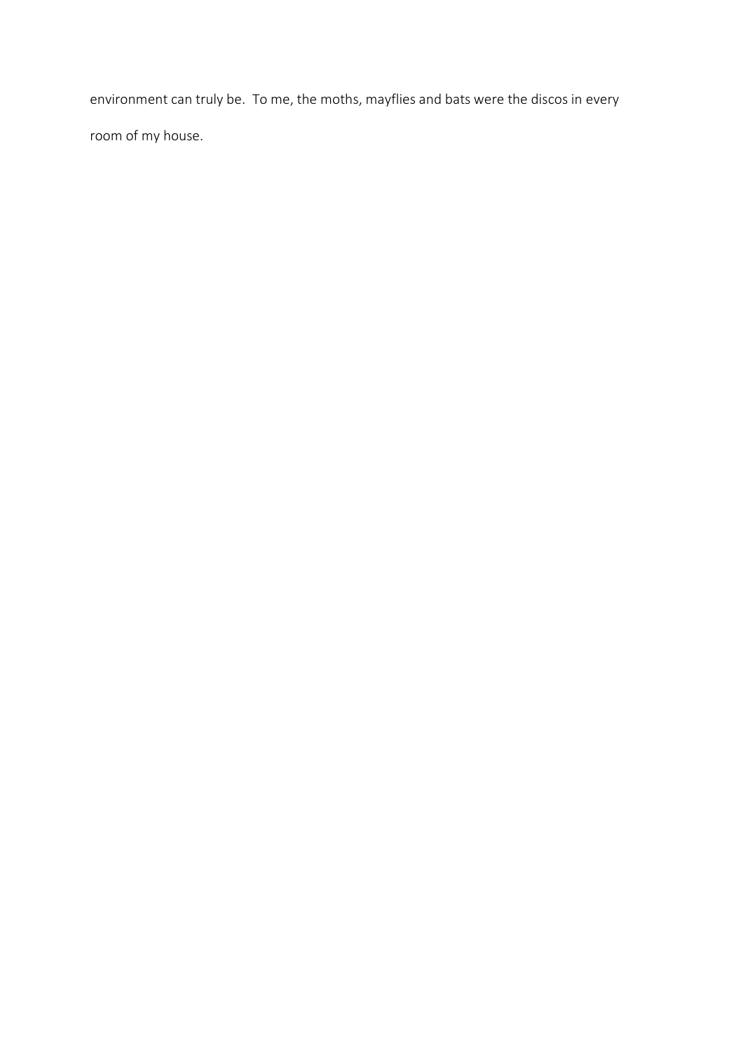environment can truly be. To me, the moths, mayflies and bats were the discos in every room of my house.